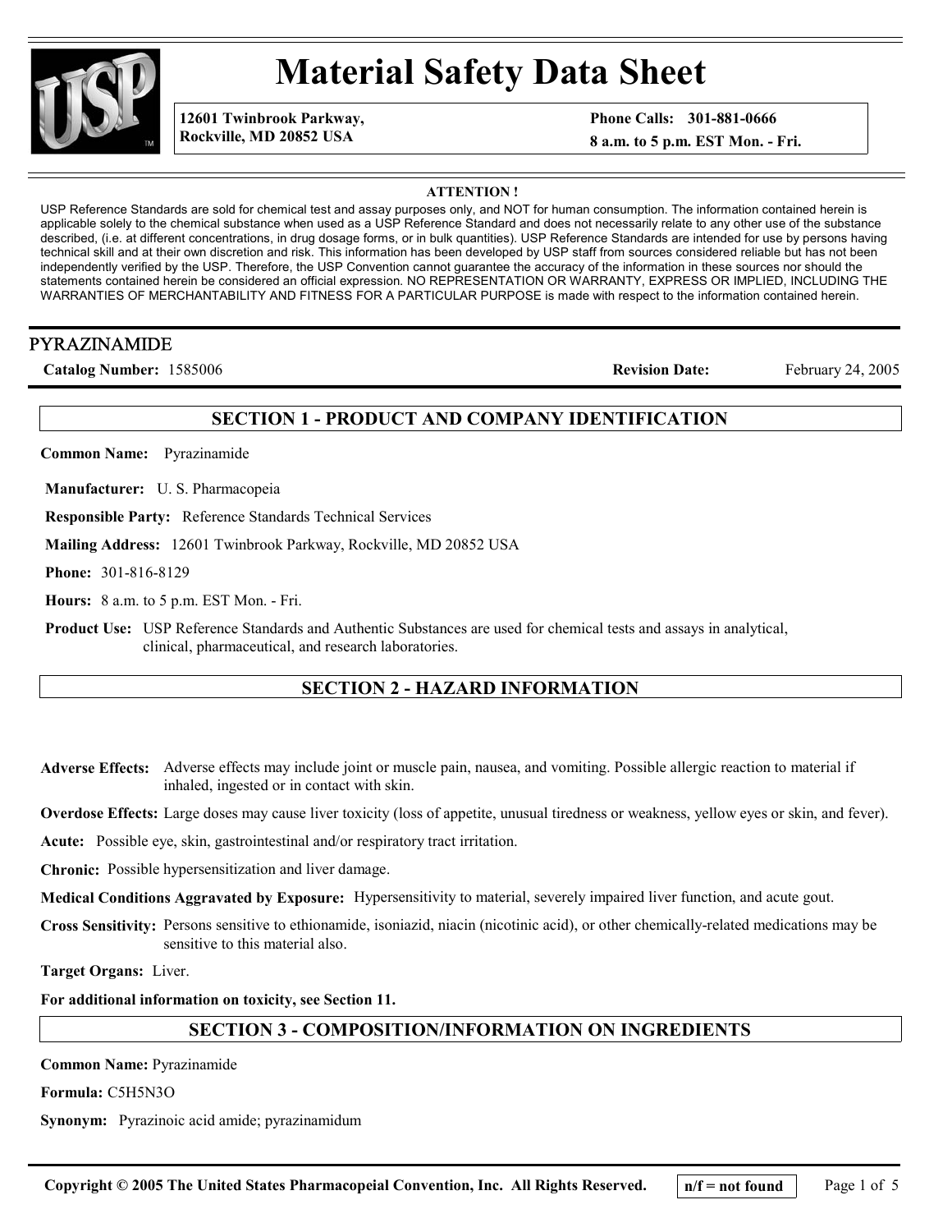# Material Safety Data Sheet

**12601 Twinbrook Parkway,**
**Rockville, MD 20852 USA**

**Phone Calls: 301-881-0666**
**8 a.m. to 5 p.m. EST Mon. - Fri.**

**ATTENTION !**

USP Reference Standards are sold for chemical test and assay purposes only, and NOT for human consumption. The information contained herein is applicable solely to the chemical substance when used as a USP Reference Standard and does not necessarily relate to any other use of the substance described, (i.e. at different concentrations, in drug dosage forms, or in bulk quantities). USP Reference Standards are intended for use by persons having technical skill and at their own discretion and risk. This information has been developed by USP staff from sources considered reliable but has not been independently verified by the USP. Therefore, the USP Convention cannot guarantee the accuracy of the information in these sources nor should the statements contained herein be considered an official expression. NO REPRESENTATION OR WARRANTY, EXPRESS OR IMPLIED, INCLUDING THE WARRANTIES OF MERCHANTABILITY AND FITNESS FOR A PARTICULAR PURPOSE is made with respect to the information contained herein.

## PYRAZINAMIDE

**Catalog Number:** 1585006 **Revision Date:** February 24, 2005

## SECTION 1 - PRODUCT AND COMPANY IDENTIFICATION

**Common Name:** Pyrazinamide

**Manufacturer:** U. S. Pharmacopeia

**Responsible Party:** Reference Standards Technical Services

**Mailing Address:** 12601 Twinbrook Parkway, Rockville, MD 20852 USA

**Phone:** 301-816-8129

**Hours:** 8 a.m. to 5 p.m. EST Mon. - Fri.

**Product Use:** USP Reference Standards and Authentic Substances are used for chemical tests and assays in analytical, clinical, pharmaceutical, and research laboratories.

## SECTION 2 - HAZARD INFORMATION

**Adverse Effects:** Adverse effects may include joint or muscle pain, nausea, and vomiting. Possible allergic reaction to material if inhaled, ingested or in contact with skin.

**Overdose Effects:** Large doses may cause liver toxicity (loss of appetite, unusual tiredness or weakness, yellow eyes or skin, and fever).

**Acute:** Possible eye, skin, gastrointestinal and/or respiratory tract irritation.

**Chronic:** Possible hypersensitization and liver damage.

**Medical Conditions Aggravated by Exposure:** Hypersensitivity to material, severely impaired liver function, and acute gout.

**Cross Sensitivity:** Persons sensitive to ethionamide, isoniazid, niacin (nicotinic acid), or other chemically-related medications may be sensitive to this material also.

**Target Organs:** Liver.

**For additional information on toxicity, see Section 11.**

## SECTION 3 - COMPOSITION/INFORMATION ON INGREDIENTS

**Common Name:** Pyrazinamide

**Formula:** $C_5H_5N_3O$

**Synonym:** Pyrazinoic acid amide; pyrazinamidum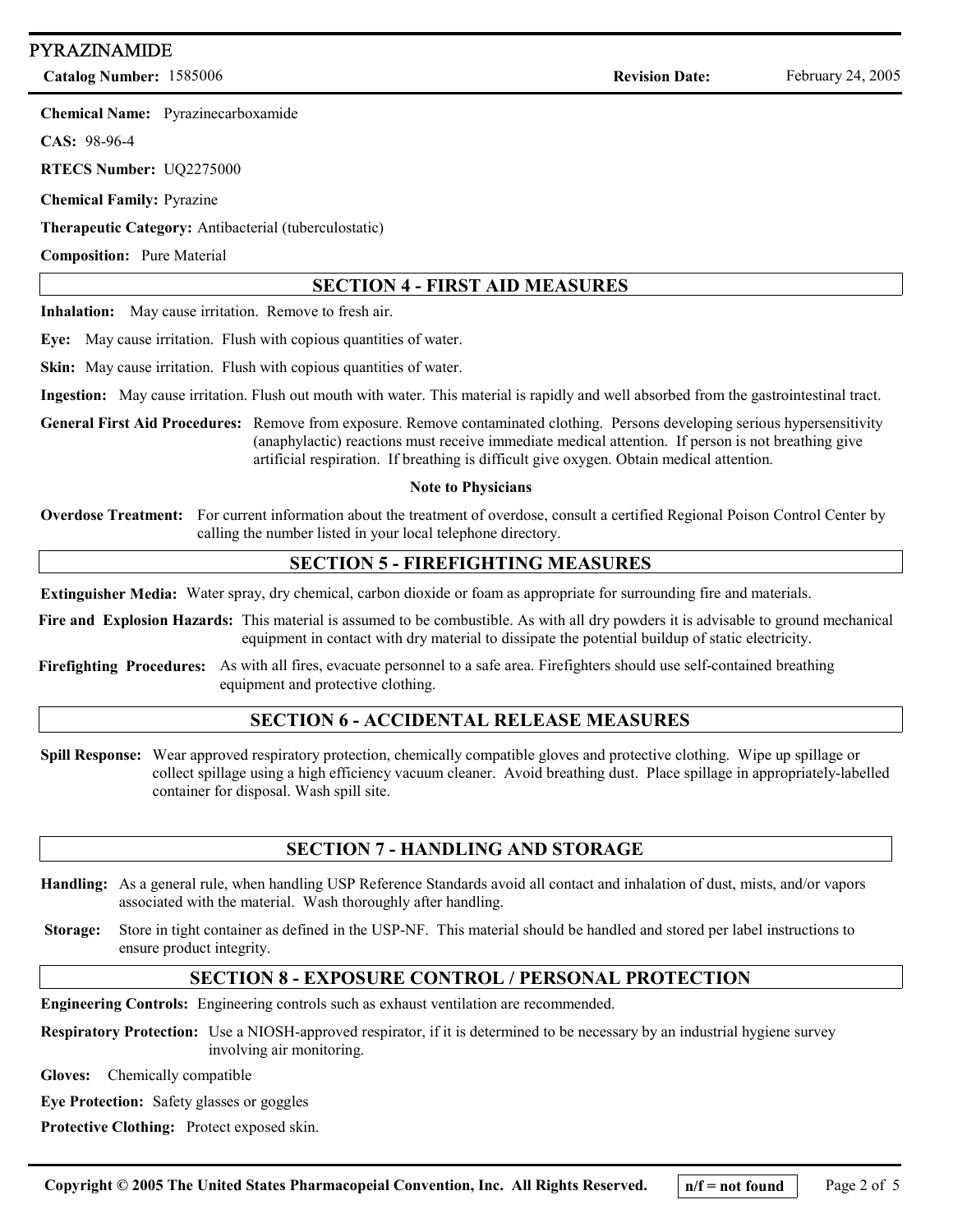**Chemical Name:** Pyrazinecarboxamide

**CAS:** 98-96-4

**RTECS Number:** UQ2275000

**Chemical Family:** Pyrazine

**Therapeutic Category:** Antibacterial (tuberculostatic)

**Composition:** Pure Material

## SECTION 4 - FIRST AID MEASURES

**Inhalation:** May cause irritation. Remove to fresh air.

**Eye:** May cause irritation. Flush with copious quantities of water.

**Skin:** May cause irritation. Flush with copious quantities of water.

**Ingestion:** May cause irritation. Flush out mouth with water. This material is rapidly and well absorbed from the gastrointestinal tract.

**General First Aid Procedures:** Remove from exposure. Remove contaminated clothing. Persons developing serious hypersensitivity (anaphylactic) reactions must receive immediate medical attention. If person is not breathing give artificial respiration. If breathing is difficult give oxygen. Obtain medical attention.

**Note to Physicians**

**Overdose Treatment:** For current information about the treatment of overdose, consult a certified Regional Poison Control Center by calling the number listed in your local telephone directory.

## SECTION 5 - FIREFIGHTING MEASURES

**Extinguisher Media:** Water spray, dry chemical, carbon dioxide or foam as appropriate for surrounding fire and materials.

**Fire and Explosion Hazards:** This material is assumed to be combustible. As with all dry powders it is advisable to ground mechanical equipment in contact with dry material to dissipate the potential buildup of static electricity.

**Firefighting Procedures:** As with all fires, evacuate personnel to a safe area. Firefighters should use self-contained breathing equipment and protective clothing.

## SECTION 6 - ACCIDENTAL RELEASE MEASURES

**Spill Response:** Wear approved respiratory protection, chemically compatible gloves and protective clothing. Wipe up spillage or collect spillage using a high efficiency vacuum cleaner. Avoid breathing dust. Place spillage in appropriately-labelled container for disposal. Wash spill site.

## SECTION 7 - HANDLING AND STORAGE

**Handling:** As a general rule, when handling USP Reference Standards avoid all contact and inhalation of dust, mists, and/or vapors associated with the material. Wash thoroughly after handling.

**Storage:** Store in tight container as defined in the USP-NF. This material should be handled and stored per label instructions to ensure product integrity.

## SECTION 8 - EXPOSURE CONTROL / PERSONAL PROTECTION

**Engineering Controls:** Engineering controls such as exhaust ventilation are recommended.

**Respiratory Protection:** Use a NIOSH-approved respirator, if it is determined to be necessary by an industrial hygiene survey involving air monitoring.

**Gloves:** Chemically compatible

**Eye Protection:** Safety glasses or goggles

**Protective Clothing:** Protect exposed skin.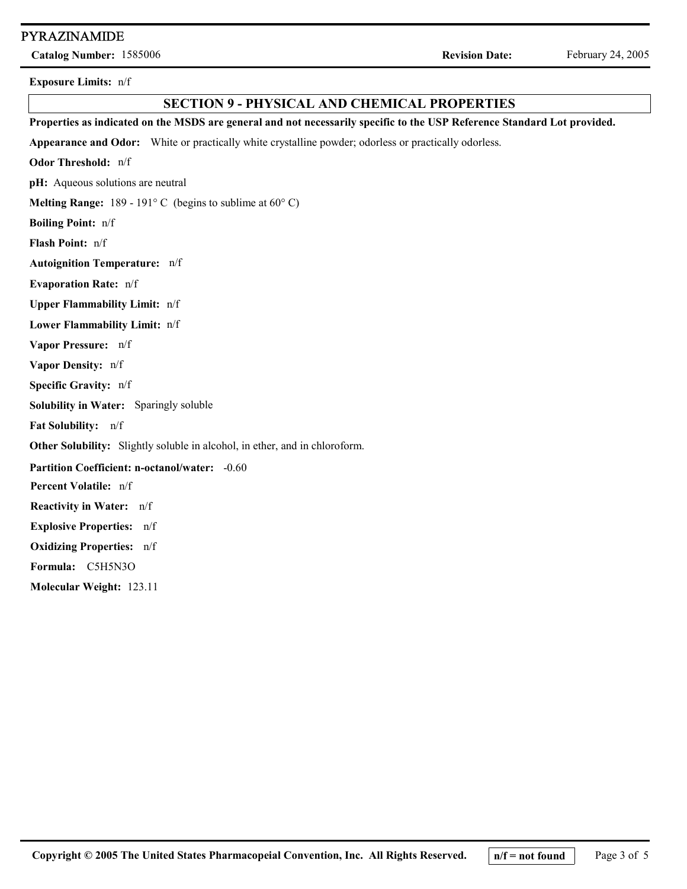**Exposure Limits:** n/f

## SECTION 9 - PHYSICAL AND CHEMICAL PROPERTIES

**Properties as indicated on the MSDS are general and not necessarily specific to the USP Reference Standard Lot provided.**

**Appearance and Odor:** White or practically white crystalline powder; odorless or practically odorless.

**Odor Threshold:** n/f

**pH:** Aqueous solutions are neutral

**Melting Range:** 189 - 191° C (begins to sublime at 60° C)

**Boiling Point:** n/f

**Flash Point:** n/f

**Autoignition Temperature:** n/f

**Evaporation Rate:** n/f

**Upper Flammability Limit:** n/f

**Lower Flammability Limit:** n/f

**Vapor Pressure:** n/f

**Vapor Density:** n/f

**Specific Gravity:** n/f

**Solubility in Water:** Sparingly soluble

**Fat Solubility:** n/f

**Other Solubility:** Slightly soluble in alcohol, in ether, and in chloroform.

**Partition Coefficient: n-octanol/water:** -0.60

**Percent Volatile:** n/f

**Reactivity in Water:** n/f

**Explosive Properties:** n/f

**Oxidizing Properties:** n/f

**Formula:** $C_5H_5N_3O$

**Molecular Weight:** 123.11

n/f = not found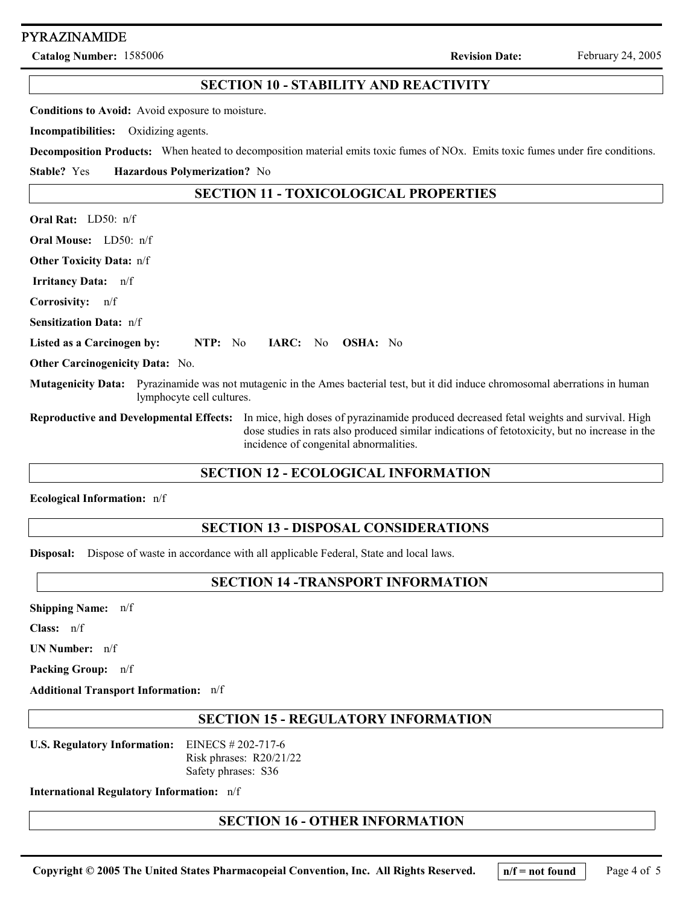## SECTION 10 - STABILITY AND REACTIVITY

**Conditions to Avoid:** Avoid exposure to moisture.

**Incompatibilities:** Oxidizing agents.

**Decomposition Products:** When heated to decomposition material emits toxic fumes of NOx. Emits toxic fumes under fire conditions.

**Stable?** Yes **Hazardous Polymerization?** No

## SECTION 11 - TOXICOLOGICAL PROPERTIES

**Oral Rat:** LD50: n/f

**Oral Mouse:** LD50: n/f

**Other Toxicity Data:** n/f

**Irritancy Data:** n/f

**Corrosivity:** n/f

**Sensitization Data:** n/f

**Listed as a Carcinogen by:** **NTP:** No **IARC:** No **OSHA:** No

**Other Carcinogenicity Data:** No.

**Mutagenicity Data:** Pyrazinamide was not mutagenic in the Ames bacterial test, but it did induce chromosomal aberrations in human lymphocyte cell cultures.

**Reproductive and Developmental Effects:** In mice, high doses of pyrazinamide produced decreased fetal weights and survival. High dose studies in rats also produced similar indications of fetotoxicity, but no increase in the incidence of congenital abnormalities.

## SECTION 12 - ECOLOGICAL INFORMATION

**Ecological Information:** n/f

## SECTION 13 - DISPOSAL CONSIDERATIONS

**Disposal:** Dispose of waste in accordance with all applicable Federal, State and local laws.

## SECTION 14 -TRANSPORT INFORMATION

**Shipping Name:** n/f

**Class:** n/f

**UN Number:** n/f

**Packing Group:** n/f

**Additional Transport Information:** n/f

## SECTION 15 - REGULATORY INFORMATION

**U.S. Regulatory Information:** EINECS # 202-717-6
Risk phrases: R20/21/22
Safety phrases: S36

**International Regulatory Information:** n/f

## SECTION 16 - OTHER INFORMATION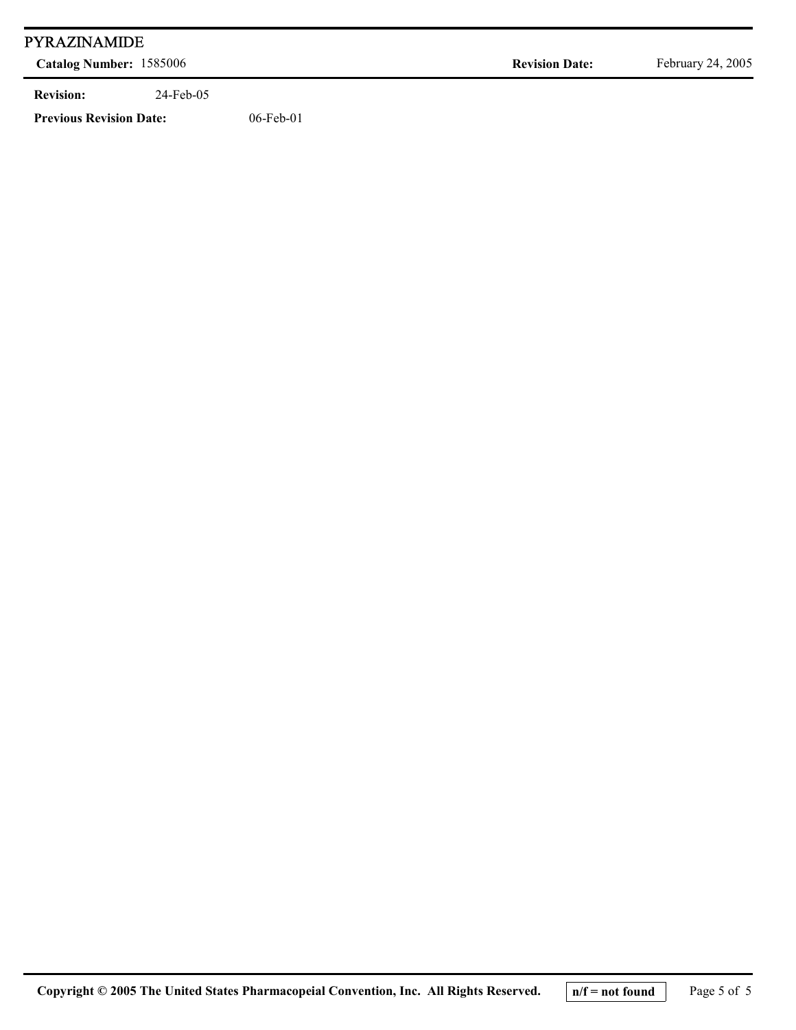**Revision:** 24-Feb-05

**Previous Revision Date:** 06-Feb-01